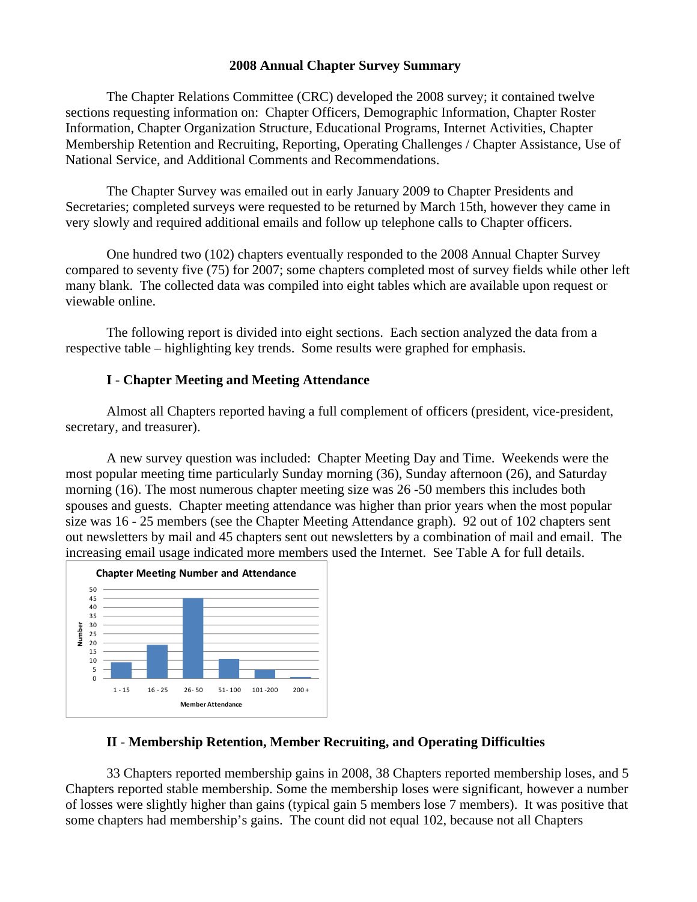# 2008 Annual Chapter Survey Summary

The Chapter Relations Committee (CRC) developed the 2008 survey; it contained twelve sections requesting information on: Chapter Officers, Demographic Information, Chapter Roster Information, Chapter Organization Structure, Educational Programs, Internet Activities, Chapter Membership Retention and Recruiting, Reporting, Operating Challenges / Chapter Assistance, Use of National Service, and Additional Comments and Recommendations.

The Chapter Survey was emailed out in early January 2009 to Chapter Presidents and Secretaries; completed surveys were requested to be returned by March 15th, however they came in very slowly and required additional emails and follow up telephone calls to Chapter officers.

One hundred two (102) chapters eventually responded to the 2008 Annual Chapter Survey compared to seventy five (75) for 2007; some chapters completed most of survey fields while other left many blank. The collected data was compiled into eight tables which are available upon request or viewable online.

The following report is divided into eight sections. Each section analyzed the data from a respective table – highlighting key trends. Some results were graphed for emphasis.

## I - Chapter Meeting and Meeting Attendance

Almost all Chapters reported having a full complement of officers (president, vice-president, secretary, and treasurer).

A new survey question was included: Chapter Meeting Day and Time. Weekends were the most popular meeting time particularly Sunday morning (36), Sunday afternoon (26), and Saturday morning (16). The most numerous chapter meeting size was 26 -50 members this includes both spouses and guests. Chapter meeting attendance was higher than prior years when the most popular size was 16 - 25 members (see the Chapter Meeting Attendance graph). 92 out of 102 chapters sent out newsletters by mail and 45 chapters sent out newsletters by a combination of mail and email. The increasing email usage indicated more members used the Internet. See Table A for full details.

**Chapter Meeting Number and Attendance**

| Member Attendance | Number |
|---|---|
| 1 - 15 | 9 |
| 16 - 25 | 19 |
| 26- 50 | 45 |
| 51- 100 | 11 |
| 101 -200 | 5 |
| 200 + | 1 |

## II - Membership Retention, Member Recruiting, and Operating Difficulties

33 Chapters reported membership gains in 2008, 38 Chapters reported membership loses, and 5 Chapters reported stable membership. Some the membership loses were significant, however a number of losses were slightly higher than gains (typical gain 5 members lose 7 members). It was positive that some chapters had membership's gains. The count did not equal 102, because not all Chapters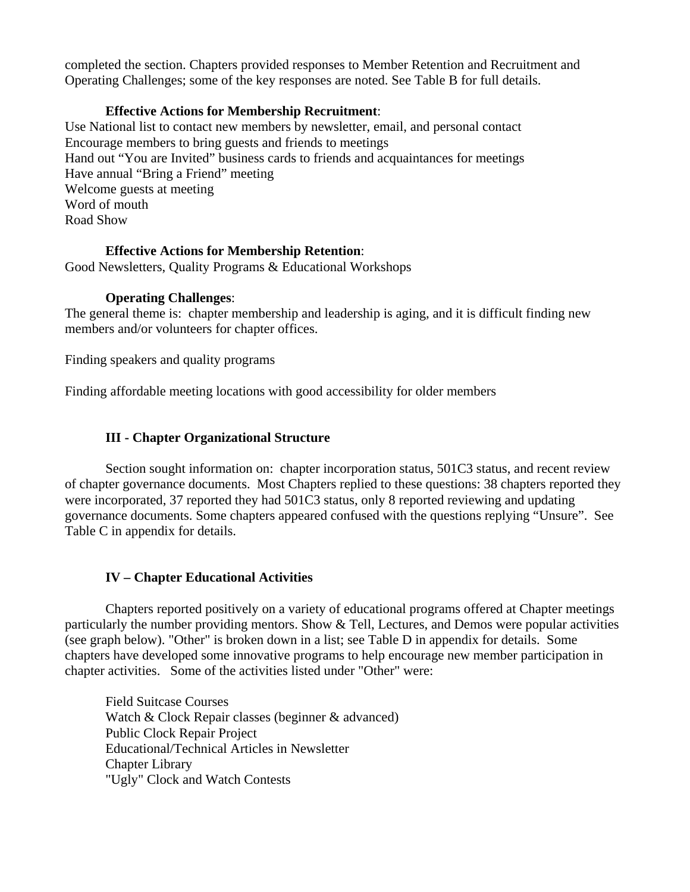completed the section. Chapters provided responses to Member Retention and Recruitment and Operating Challenges; some of the key responses are noted. See Table B for full details.

**Effective Actions for Membership Recruitment**:

Use National list to contact new members by newsletter, email, and personal contact
Encourage members to bring guests and friends to meetings
Hand out “You are Invited” business cards to friends and acquaintances for meetings
Have annual “Bring a Friend” meeting
Welcome guests at meeting
Word of mouth
Road Show

**Effective Actions for Membership Retention**:

Good Newsletters, Quality Programs & Educational Workshops

**Operating Challenges**:

The general theme is: chapter membership and leadership is aging, and it is difficult finding new members and/or volunteers for chapter offices.

Finding speakers and quality programs

Finding affordable meeting locations with good accessibility for older members

## III - Chapter Organizational Structure

Section sought information on: chapter incorporation status, 501C3 status, and recent review of chapter governance documents. Most Chapters replied to these questions: 38 chapters reported they were incorporated, 37 reported they had 501C3 status, only 8 reported reviewing and updating governance documents. Some chapters appeared confused with the questions replying “Unsure”. See Table C in appendix for details.

## IV – Chapter Educational Activities

Chapters reported positively on a variety of educational programs offered at Chapter meetings particularly the number providing mentors. Show & Tell, Lectures, and Demos were popular activities (see graph below). "Other" is broken down in a list; see Table D in appendix for details. Some chapters have developed some innovative programs to help encourage new member participation in chapter activities. Some of the activities listed under "Other" were:

Field Suitcase Courses
Watch & Clock Repair classes (beginner & advanced)
Public Clock Repair Project
Educational/Technical Articles in Newsletter
Chapter Library
"Ugly" Clock and Watch Contests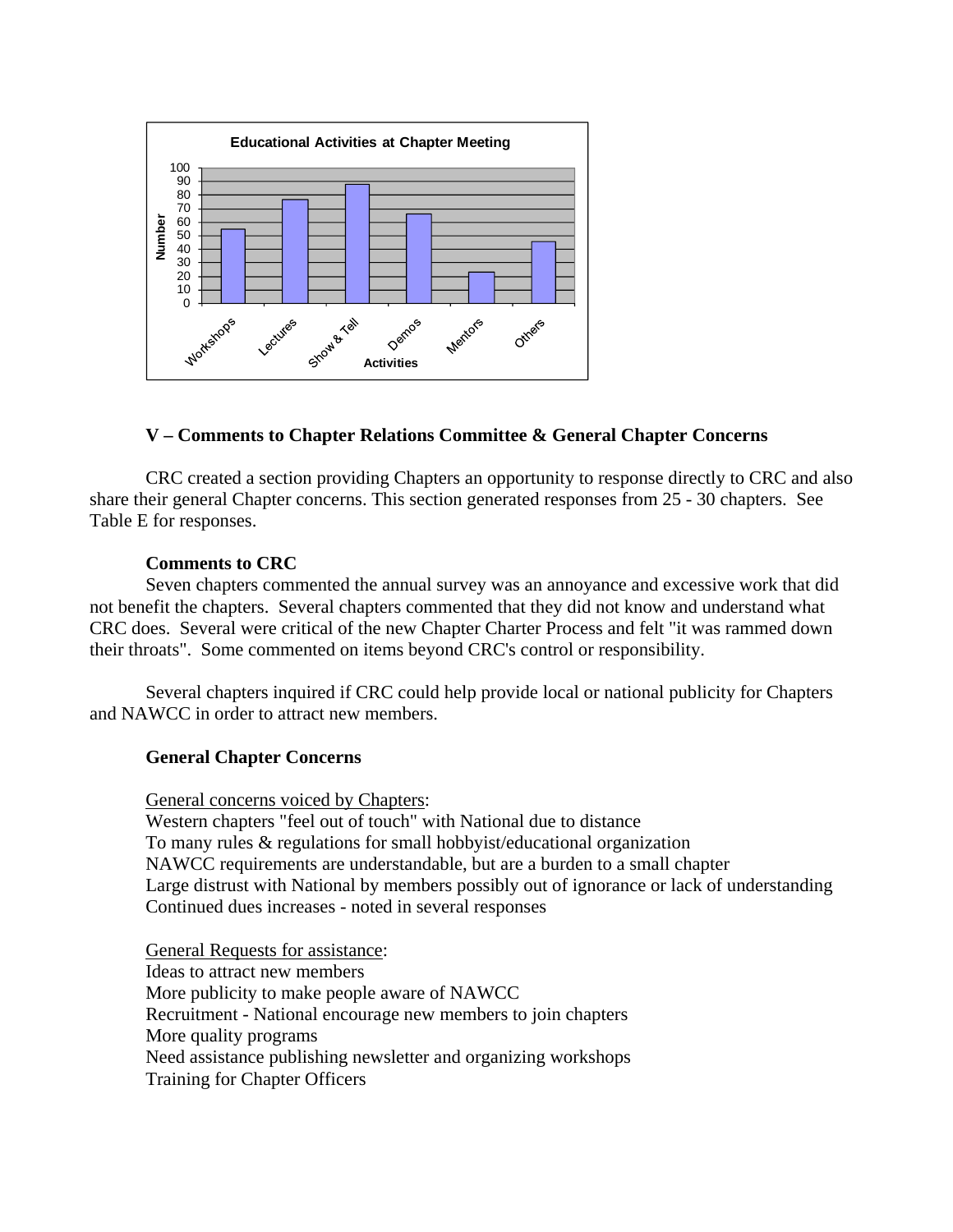**Educational Activities at Chapter Meeting**

## V – Comments to Chapter Relations Committee & General Chapter Concerns

CRC created a section providing Chapters an opportunity to response directly to CRC and also share their general Chapter concerns. This section generated responses from 25 - 30 chapters. See Table E for responses.

### Comments to CRC

Seven chapters commented the annual survey was an annoyance and excessive work that did not benefit the chapters. Several chapters commented that they did not know and understand what CRC does. Several were critical of the new Chapter Charter Process and felt "it was rammed down their throats". Some commented on items beyond CRC's control or responsibility.

Several chapters inquired if CRC could help provide local or national publicity for Chapters and NAWCC in order to attract new members.

### General Chapter Concerns

<u>General concerns voiced by Chapters</u>:

Western chapters "feel out of touch" with National due to distance
To many rules & regulations for small hobbyist/educational organization
NAWCC requirements are understandable, but are a burden to a small chapter
Large distrust with National by members possibly out of ignorance or lack of understanding
Continued dues increases - noted in several responses

<u>General Requests for assistance</u>:

Ideas to attract new members
More publicity to make people aware of NAWCC
Recruitment - National encourage new members to join chapters
More quality programs
Need assistance publishing newsletter and organizing workshops
Training for Chapter Officers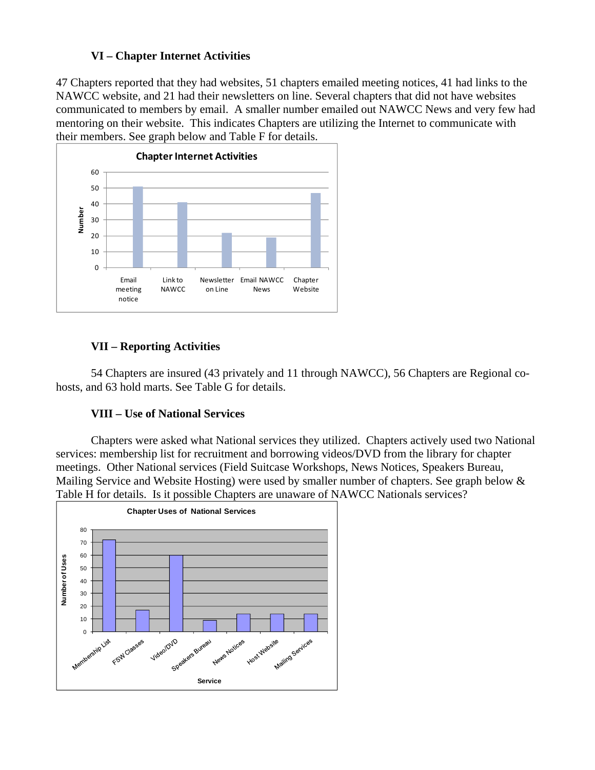### VI – Chapter Internet Activities

47 Chapters reported that they had websites, 51 chapters emailed meeting notices, 41 had links to the NAWCC website, and 21 had their newsletters on line. Several chapters that did not have websites communicated to members by email. A smaller number emailed out NAWCC News and very few had mentoring on their website. This indicates Chapters are utilizing the Internet to communicate with their members. See graph below and Table F for details.

### VII – Reporting Activities

54 Chapters are insured (43 privately and 11 through NAWCC), 56 Chapters are Regional co-hosts, and 63 hold marts. See Table G for details.

### VIII – Use of National Services

Chapters were asked what National services they utilized. Chapters actively used two National services: membership list for recruitment and borrowing videos/DVD from the library for chapter meetings. Other National services (Field Suitcase Workshops, News Notices, Speakers Bureau, Mailing Service and Website Hosting) were used by smaller number of chapters. See graph below & Table H for details. Is it possible Chapters are unaware of NAWCC Nationals services?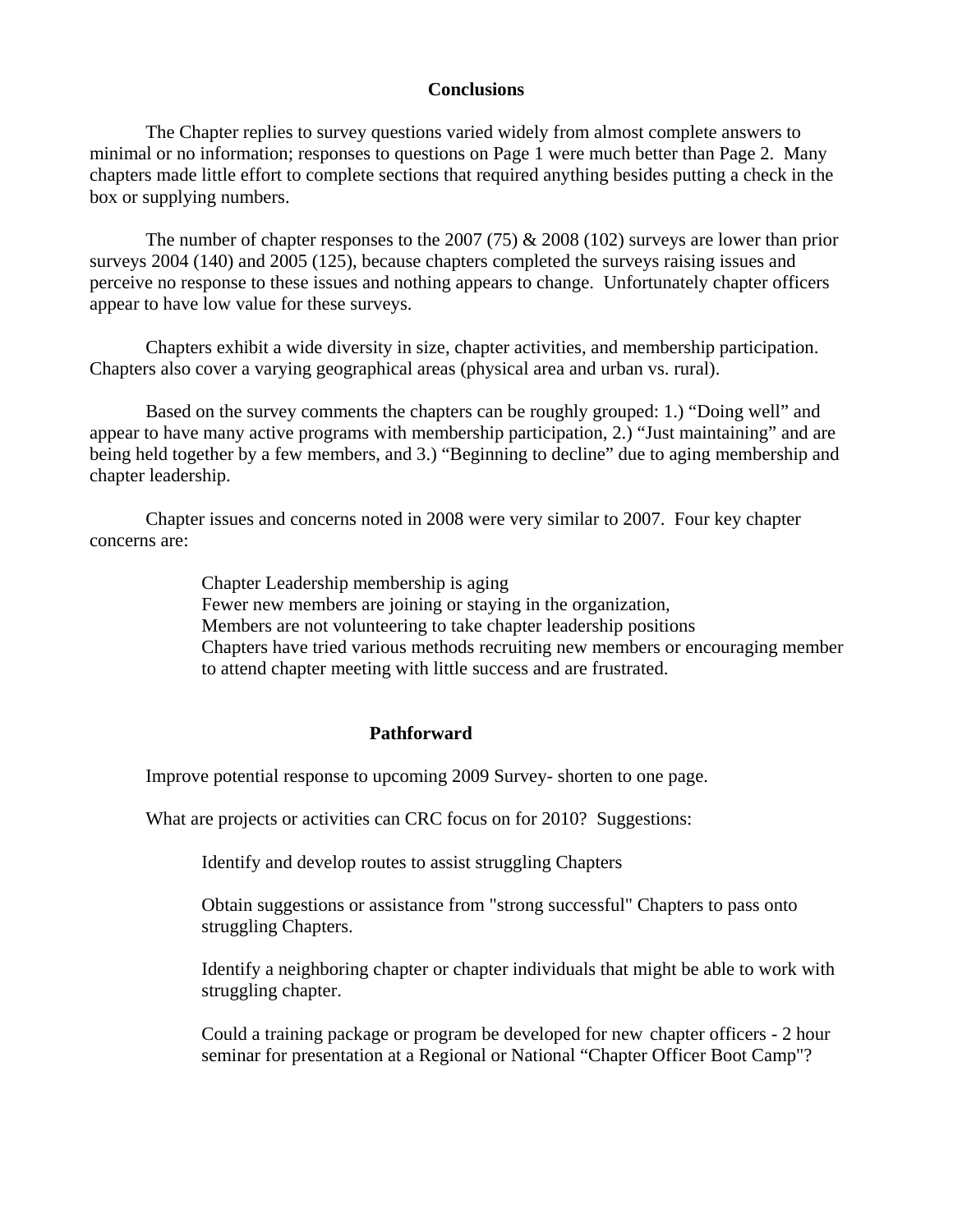## Conclusions

The Chapter replies to survey questions varied widely from almost complete answers to minimal or no information; responses to questions on Page 1 were much better than Page 2. Many chapters made little effort to complete sections that required anything besides putting a check in the box or supplying numbers.

The number of chapter responses to the 2007 (75) & 2008 (102) surveys are lower than prior surveys 2004 (140) and 2005 (125), because chapters completed the surveys raising issues and perceive no response to these issues and nothing appears to change. Unfortunately chapter officers appear to have low value for these surveys.

Chapters exhibit a wide diversity in size, chapter activities, and membership participation. Chapters also cover a varying geographical areas (physical area and urban vs. rural).

Based on the survey comments the chapters can be roughly grouped: 1.) "Doing well" and appear to have many active programs with membership participation, 2.) "Just maintaining" and are being held together by a few members, and 3.) "Beginning to decline" due to aging membership and chapter leadership.

Chapter issues and concerns noted in 2008 were very similar to 2007. Four key chapter concerns are:

> Chapter Leadership membership is aging
> Fewer new members are joining or staying in the organization,
> Members are not volunteering to take chapter leadership positions
> Chapters have tried various methods recruiting new members or encouraging member to attend chapter meeting with little success and are frustrated.

## Pathforward

Improve potential response to upcoming 2009 Survey- shorten to one page.

What are projects or activities can CRC focus on for 2010? Suggestions:

> Identify and develop routes to assist struggling Chapters
>
> Obtain suggestions or assistance from "strong successful" Chapters to pass onto struggling Chapters.
>
> Identify a neighboring chapter or chapter individuals that might be able to work with struggling chapter.
>
> Could a training package or program be developed for new chapter officers - 2 hour seminar for presentation at a Regional or National "Chapter Officer Boot Camp"?